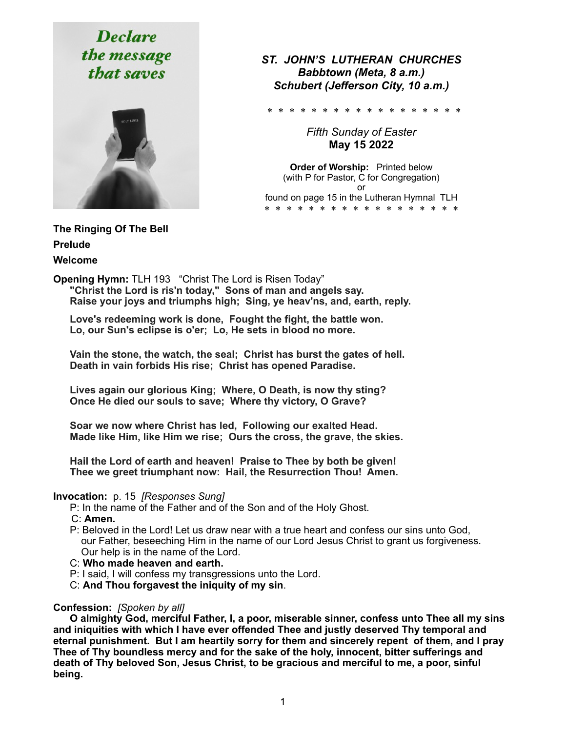Declare
the message
that saves

*ST. JOHN'S LUTHERAN CHURCHES*
*Babbtown (Meta, 8 a.m.)*
*Schubert (Jefferson City, 10 a.m.)*

\* \* \* \* \* \* \* \* \* \* \* \* \* \* \* \* \* \* \*

*Fifth Sunday of Easter*
**May 15 2022**

**Order of Worship:** Printed below
(with P for Pastor, C for Congregation)
or
found on page 15 in the Lutheran Hymnal TLH

\* \* \* \* \* \* \* \* \* \* \* \* \* \* \* \* \* \* \*

**The Ringing Of The Bell**

**Prelude**

**Welcome**

**Opening Hymn:** TLH 193 "Christ The Lord is Risen Today"

**"Christ the Lord is ris'n today," Sons of man and angels say.**
**Raise your joys and triumphs high; Sing, ye heav'ns, and, earth, reply.**

**Love's redeeming work is done, Fought the fight, the battle won.**
**Lo, our Sun's eclipse is o'er; Lo, He sets in blood no more.**

**Vain the stone, the watch, the seal; Christ has burst the gates of hell.**
**Death in vain forbids His rise; Christ has opened Paradise.**

**Lives again our glorious King; Where, O Death, is now thy sting?**
**Once He died our souls to save; Where thy victory, O Grave?**

**Soar we now where Christ has led, Following our exalted Head.**
**Made like Him, like Him we rise; Ours the cross, the grave, the skies.**

**Hail the Lord of earth and heaven! Praise to Thee by both be given!**
**Thee we greet triumphant now: Hail, the Resurrection Thou! Amen.**

**Invocation:** p. 15 *[Responses Sung]*

P: In the name of the Father and of the Son and of the Holy Ghost.
C: **Amen.**
P: Beloved in the Lord! Let us draw near with a true heart and confess our sins unto God, our Father, beseeching Him in the name of our Lord Jesus Christ to grant us forgiveness. Our help is in the name of the Lord.
C: **Who made heaven and earth.**
P: I said, I will confess my transgressions unto the Lord.
C: **And Thou forgavest the iniquity of my sin**.

**Confession:** *[Spoken by all]*

**O almighty God, merciful Father, I, a poor, miserable sinner, confess unto Thee all my sins and iniquities with which I have ever offended Thee and justly deserved Thy temporal and eternal punishment. But I am heartily sorry for them and sincerely repent of them, and I pray Thee of Thy boundless mercy and for the sake of the holy, innocent, bitter sufferings and death of Thy beloved Son, Jesus Christ, to be gracious and merciful to me, a poor, sinful being.**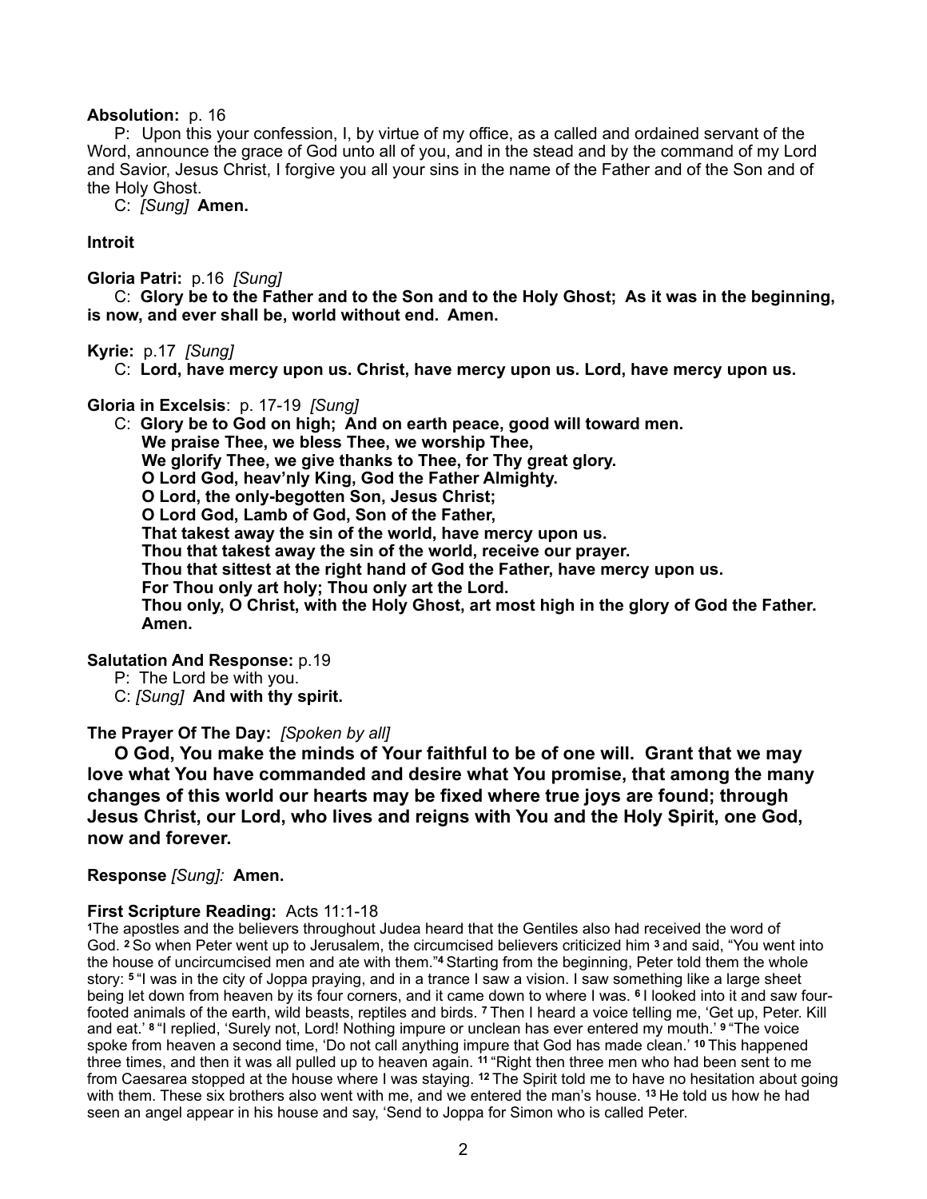**Absolution:** p. 16

P: Upon this your confession, I, by virtue of my office, as a called and ordained servant of the Word, announce the grace of God unto all of you, and in the stead and by the command of my Lord and Savior, Jesus Christ, I forgive you all your sins in the name of the Father and of the Son and of the Holy Ghost.

C: *[Sung]* **Amen.**

**Introit**

**Gloria Patri:** p.16 *[Sung]*

C: **Glory be to the Father and to the Son and to the Holy Ghost; As it was in the beginning, is now, and ever shall be, world without end. Amen.**

**Kyrie:** p.17 *[Sung]*

C: **Lord, have mercy upon us. Christ, have mercy upon us. Lord, have mercy upon us.**

**Gloria in Excelsis**: p. 17-19 *[Sung]*

C: **Glory be to God on high; And on earth peace, good will toward men.**
**We praise Thee, we bless Thee, we worship Thee,**
**We glorify Thee, we give thanks to Thee, for Thy great glory.**
**O Lord God, heav'nly King, God the Father Almighty.**
**O Lord, the only-begotten Son, Jesus Christ;**
**O Lord God, Lamb of God, Son of the Father,**
**That takest away the sin of the world, have mercy upon us.**
**Thou that takest away the sin of the world, receive our prayer.**
**Thou that sittest at the right hand of God the Father, have mercy upon us.**
**For Thou only art holy; Thou only art the Lord.**
**Thou only, O Christ, with the Holy Ghost, art most high in the glory of God the Father.**
**Amen.**

**Salutation And Response:** p.19

P: The Lord be with you.

C: *[Sung]* **And with thy spirit.**

**The Prayer Of The Day:** *[Spoken by all]*

**O God, You make the minds of Your faithful to be of one will. Grant that we may love what You have commanded and desire what You promise, that among the many changes of this world our hearts may be fixed where true joys are found; through Jesus Christ, our Lord, who lives and reigns with You and the Holy Spirit, one God, now and forever.**

**Response** *[Sung]:* **Amen.**

**First Scripture Reading:** Acts 11:1-18

**1**The apostles and the believers throughout Judea heard that the Gentiles also had received the word of God. **2** So when Peter went up to Jerusalem, the circumcised believers criticized him **3** and said, "You went into the house of uncircumcised men and ate with them."**4** Starting from the beginning, Peter told them the whole story: **5** "I was in the city of Joppa praying, and in a trance I saw a vision. I saw something like a large sheet being let down from heaven by its four corners, and it came down to where I was. **6** I looked into it and saw four-footed animals of the earth, wild beasts, reptiles and birds. **7** Then I heard a voice telling me, 'Get up, Peter. Kill and eat.' **8** "I replied, 'Surely not, Lord! Nothing impure or unclean has ever entered my mouth.' **9** "The voice spoke from heaven a second time, 'Do not call anything impure that God has made clean.' **10** This happened three times, and then it was all pulled up to heaven again. **11** "Right then three men who had been sent to me from Caesarea stopped at the house where I was staying. **12** The Spirit told me to have no hesitation about going with them. These six brothers also went with me, and we entered the man's house. **13** He told us how he had seen an angel appear in his house and say, 'Send to Joppa for Simon who is called Peter.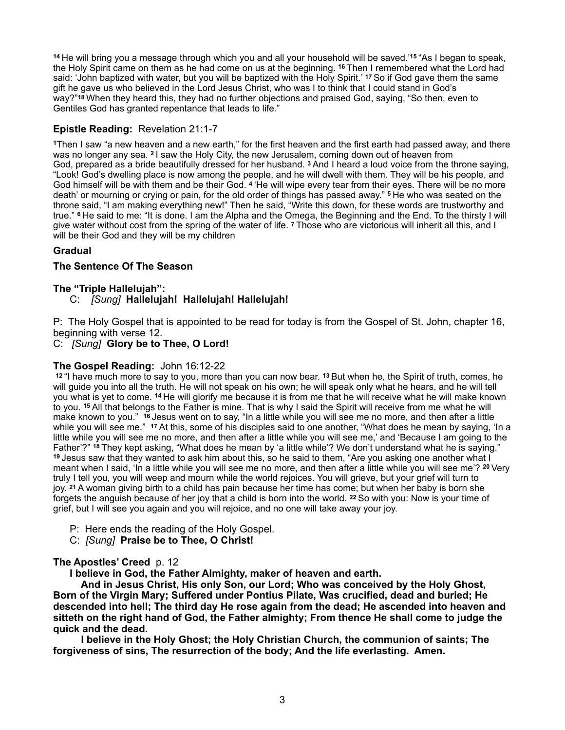[14] He will bring you a message through which you and all your household will be saved.'[15] "As I began to speak, the Holy Spirit came on them as he had come on us at the beginning. [16] Then I remembered what the Lord had said: 'John baptized with water, but you will be baptized with the Holy Spirit.' [17] So if God gave them the same gift he gave us who believed in the Lord Jesus Christ, who was I to think that I could stand in God's way?"[18] When they heard this, they had no further objections and praised God, saying, "So then, even to Gentiles God has granted repentance that leads to life."

### **Epistle Reading:** Revelation 21:1-7

[1]Then I saw "a new heaven and a new earth," for the first heaven and the first earth had passed away, and there was no longer any sea. [2] I saw the Holy City, the new Jerusalem, coming down out of heaven from God, prepared as a bride beautifully dressed for her husband. [3] And I heard a loud voice from the throne saying, "Look! God's dwelling place is now among the people, and he will dwell with them. They will be his people, and God himself will be with them and be their God. [4] 'He will wipe every tear from their eyes. There will be no more death' or mourning or crying or pain, for the old order of things has passed away." [5] He who was seated on the throne said, "I am making everything new!" Then he said, "Write this down, for these words are trustworthy and true." [6] He said to me: "It is done. I am the Alpha and the Omega, the Beginning and the End. To the thirsty I will give water without cost from the spring of the water of life. [7] Those who are victorious will inherit all this, and I will be their God and they will be my children

**Gradual**

**The Sentence Of The Season**

**The "Triple Hallelujah":**

C: *[Sung]* **Hallelujah! Hallelujah! Hallelujah!**

P: The Holy Gospel that is appointed to be read for today is from the Gospel of St. John, chapter 16, beginning with verse 12.

C: *[Sung]* **Glory be to Thee, O Lord!**

### **The Gospel Reading:** John 16:12-22

[12] "I have much more to say to you, more than you can now bear. [13] But when he, the Spirit of truth, comes, he will guide you into all the truth. He will not speak on his own; he will speak only what he hears, and he will tell you what is yet to come. [14] He will glorify me because it is from me that he will receive what he will make known to you. [15] All that belongs to the Father is mine. That is why I said the Spirit will receive from me what he will make known to you." [16] Jesus went on to say, "In a little while you will see me no more, and then after a little while you will see me." [17] At this, some of his disciples said to one another, "What does he mean by saying, 'In a little while you will see me no more, and then after a little while you will see me,' and 'Because I am going to the Father'?" [18] They kept asking, "What does he mean by 'a little while'? We don't understand what he is saying." [19] Jesus saw that they wanted to ask him about this, so he said to them, "Are you asking one another what I meant when I said, 'In a little while you will see me no more, and then after a little while you will see me'? [20] Very truly I tell you, you will weep and mourn while the world rejoices. You will grieve, but your grief will turn to joy. [21] A woman giving birth to a child has pain because her time has come; but when her baby is born she forgets the anguish because of her joy that a child is born into the world. [22] So with you: Now is your time of grief, but I will see you again and you will rejoice, and no one will take away your joy.

P: Here ends the reading of the Holy Gospel.

C: *[Sung]* **Praise be to Thee, O Christ!**

### **The Apostles' Creed** p. 12

**I believe in God, the Father Almighty, maker of heaven and earth.**

**And in Jesus Christ, His only Son, our Lord; Who was conceived by the Holy Ghost, Born of the Virgin Mary; Suffered under Pontius Pilate, Was crucified, dead and buried; He descended into hell; The third day He rose again from the dead; He ascended into heaven and sitteth on the right hand of God, the Father almighty; From thence He shall come to judge the quick and the dead.**

**I believe in the Holy Ghost; the Holy Christian Church, the communion of saints; The forgiveness of sins, The resurrection of the body; And the life everlasting. Amen.**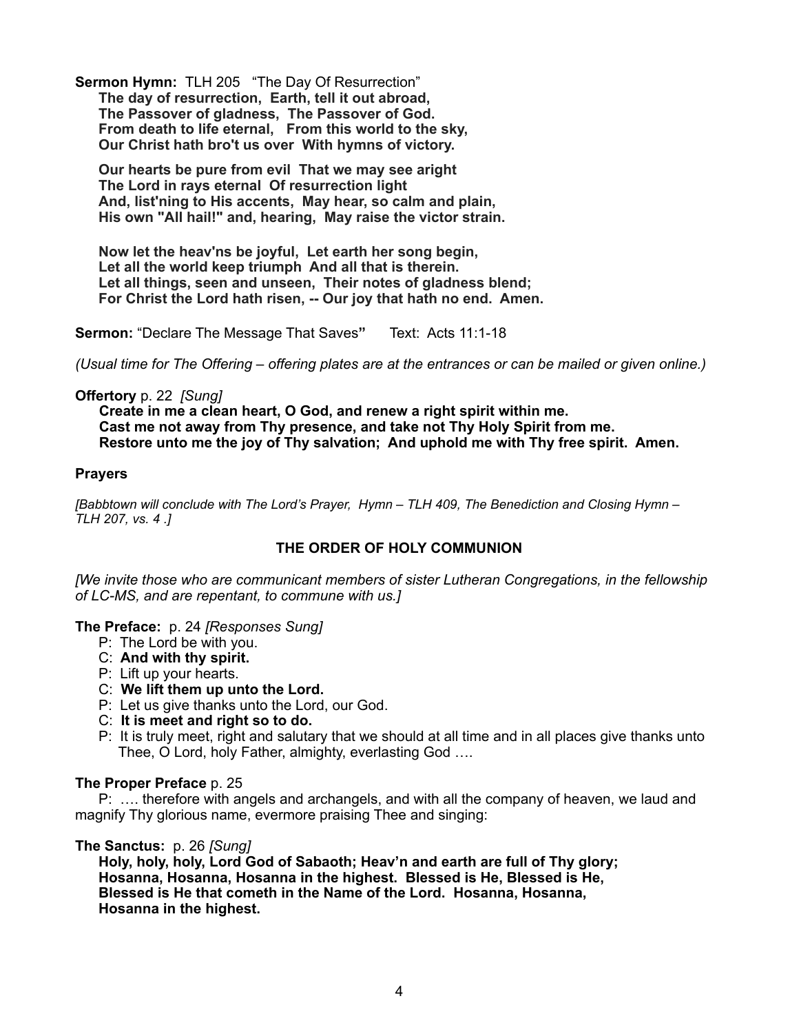**Sermon Hymn:** TLH 205 "The Day Of Resurrection"

**The day of resurrection, Earth, tell it out abroad,**
**The Passover of gladness, The Passover of God.**
**From death to life eternal, From this world to the sky,**
**Our Christ hath bro't us over With hymns of victory.**

**Our hearts be pure from evil That we may see aright**
**The Lord in rays eternal Of resurrection light**
**And, list'ning to His accents, May hear, so calm and plain,**
**His own "All hail!" and, hearing, May raise the victor strain.**

**Now let the heav'ns be joyful, Let earth her song begin,**
**Let all the world keep triumph And all that is therein.**
**Let all things, seen and unseen, Their notes of gladness blend;**
**For Christ the Lord hath risen, -- Our joy that hath no end. Amen.**

**Sermon:** "Declare The Message That Saves**"** Text: Acts 11:1-18

*(Usual time for The Offering – offering plates are at the entrances or can be mailed or given online.)*

**Offertory** p. 22 *[Sung]*

**Create in me a clean heart, O God, and renew a right spirit within me.**
**Cast me not away from Thy presence, and take not Thy Holy Spirit from me.**
**Restore unto me the joy of Thy salvation; And uphold me with Thy free spirit. Amen.**

**Prayers**

*[Babbtown will conclude with The Lord's Prayer, Hymn – TLH 409, The Benediction and Closing Hymn – TLH 207, vs. 4 .]*

## THE ORDER OF HOLY COMMUNION

*[We invite those who are communicant members of sister Lutheran Congregations, in the fellowship of LC-MS, and are repentant, to commune with us.]*

**The Preface:** p. 24 *[Responses Sung]*

P: The Lord be with you.
C: **And with thy spirit.**
P: Lift up your hearts.
C: **We lift them up unto the Lord.**
P: Let us give thanks unto the Lord, our God.
C: **It is meet and right so to do.**
P: It is truly meet, right and salutary that we should at all time and in all places give thanks unto Thee, O Lord, holy Father, almighty, everlasting God ….

**The Proper Preface** p. 25

P: …. therefore with angels and archangels, and with all the company of heaven, we laud and magnify Thy glorious name, evermore praising Thee and singing:

**The Sanctus:** p. 26 *[Sung]*

**Holy, holy, holy, Lord God of Sabaoth; Heav'n and earth are full of Thy glory;**
**Hosanna, Hosanna, Hosanna in the highest. Blessed is He, Blessed is He,**
**Blessed is He that cometh in the Name of the Lord. Hosanna, Hosanna,**
**Hosanna in the highest.**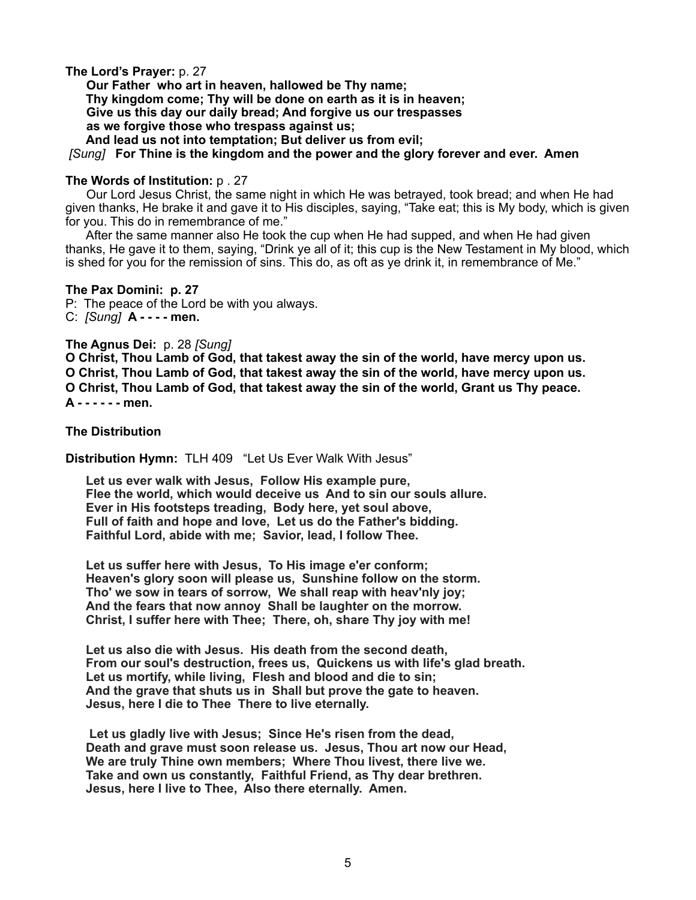**The Lord's Prayer:** p. 27

**Our Father who art in heaven, hallowed be Thy name;**
**Thy kingdom come; Thy will be done on earth as it is in heaven;**
**Give us this day our daily bread; And forgive us our trespasses**
**as we forgive those who trespass against us;**
**And lead us not into temptation; But deliver us from evil;**
*[Sung]* **For Thine is the kingdom and the power and the glory forever and ever. Amen**

**The Words of Institution:** p . 27

Our Lord Jesus Christ, the same night in which He was betrayed, took bread; and when He had given thanks, He brake it and gave it to His disciples, saying, "Take eat; this is My body, which is given for you. This do in remembrance of me."

After the same manner also He took the cup when He had supped, and when He had given thanks, He gave it to them, saying, "Drink ye all of it; this cup is the New Testament in My blood, which is shed for you for the remission of sins. This do, as oft as ye drink it, in remembrance of Me."

**The Pax Domini: p. 27**

P: The peace of the Lord be with you always.
C: *[Sung]* **A - - - - men.**

**The Agnus Dei:** p. 28 *[Sung]*

**O Christ, Thou Lamb of God, that takest away the sin of the world, have mercy upon us.**
**O Christ, Thou Lamb of God, that takest away the sin of the world, have mercy upon us.**
**O Christ, Thou Lamb of God, that takest away the sin of the world, Grant us Thy peace.**
**A - - - - - - men.**

**The Distribution**

**Distribution Hymn:** TLH 409 "Let Us Ever Walk With Jesus"

**Let us ever walk with Jesus, Follow His example pure,**
**Flee the world, which would deceive us And to sin our souls allure.**
**Ever in His footsteps treading, Body here, yet soul above,**
**Full of faith and hope and love, Let us do the Father's bidding.**
**Faithful Lord, abide with me; Savior, lead, I follow Thee.**

**Let us suffer here with Jesus, To His image e'er conform;**
**Heaven's glory soon will please us, Sunshine follow on the storm.**
**Tho' we sow in tears of sorrow, We shall reap with heav'nly joy;**
**And the fears that now annoy Shall be laughter on the morrow.**
**Christ, I suffer here with Thee; There, oh, share Thy joy with me!**

**Let us also die with Jesus. His death from the second death,**
**From our soul's destruction, frees us, Quickens us with life's glad breath.**
**Let us mortify, while living, Flesh and blood and die to sin;**
**And the grave that shuts us in Shall but prove the gate to heaven.**
**Jesus, here I die to Thee There to live eternally.**

**Let us gladly live with Jesus; Since He's risen from the dead,**
**Death and grave must soon release us. Jesus, Thou art now our Head,**
**We are truly Thine own members; Where Thou livest, there live we.**
**Take and own us constantly, Faithful Friend, as Thy dear brethren.**
**Jesus, here I live to Thee, Also there eternally. Amen.**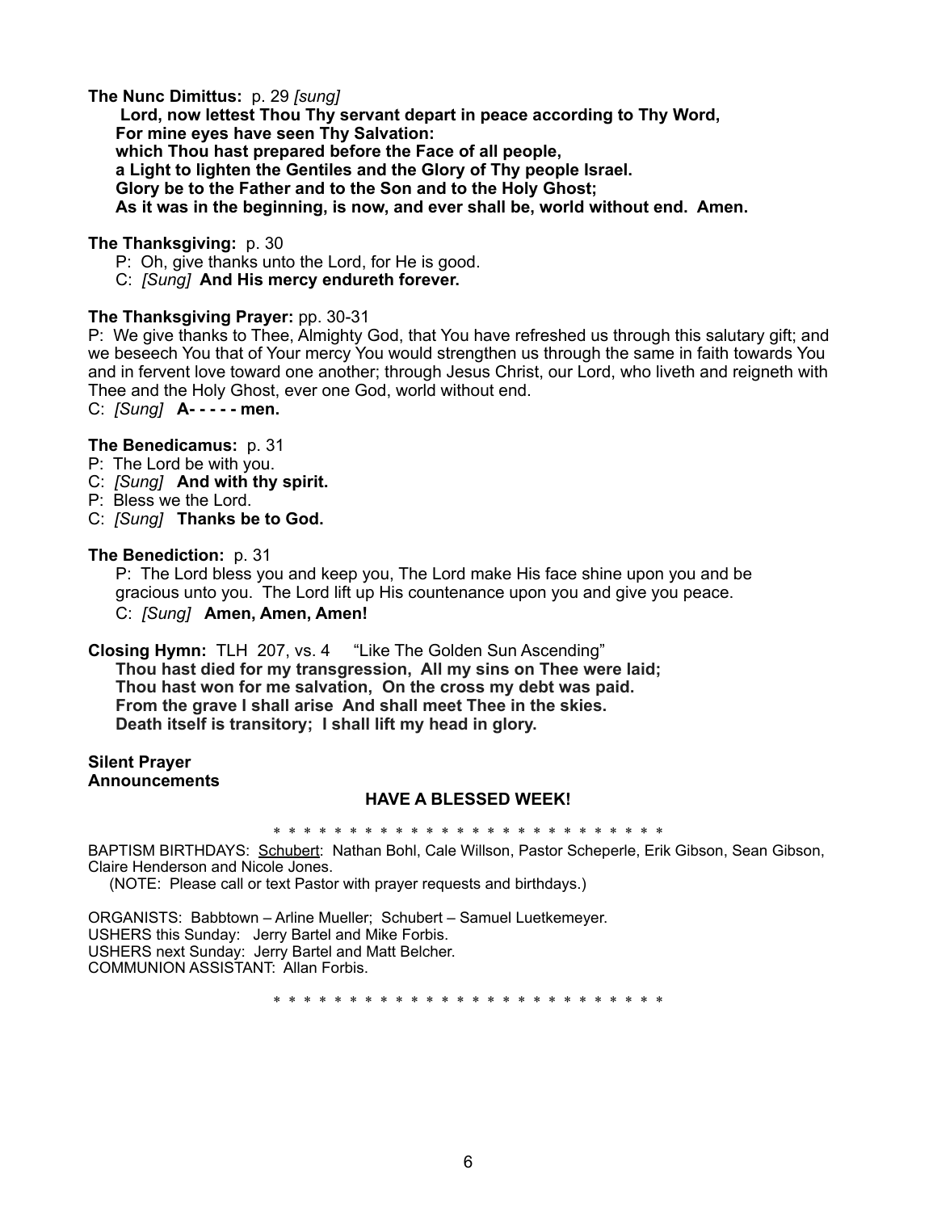**The Nunc Dimittus:** p. 29 *[sung]*

**Lord, now lettest Thou Thy servant depart in peace according to Thy Word,**
**For mine eyes have seen Thy Salvation:**
**which Thou hast prepared before the Face of all people,**
**a Light to lighten the Gentiles and the Glory of Thy people Israel.**
**Glory be to the Father and to the Son and to the Holy Ghost;**
**As it was in the beginning, is now, and ever shall be, world without end. Amen.**

**The Thanksgiving:** p. 30

P: Oh, give thanks unto the Lord, for He is good.
C: *[Sung]* **And His mercy endureth forever.**

**The Thanksgiving Prayer:** pp. 30-31

P: We give thanks to Thee, Almighty God, that You have refreshed us through this salutary gift; and we beseech You that of Your mercy You would strengthen us through the same in faith towards You and in fervent love toward one another; through Jesus Christ, our Lord, who liveth and reigneth with Thee and the Holy Ghost, ever one God, world without end.
C: *[Sung]* **A- - - - - men.**

**The Benedicamus:** p. 31

P: The Lord be with you.
C: *[Sung]* **And with thy spirit.**
P: Bless we the Lord.
C: *[Sung]* **Thanks be to God.**

**The Benediction:** p. 31

P: The Lord bless you and keep you, The Lord make His face shine upon you and be gracious unto you. The Lord lift up His countenance upon you and give you peace.
C: *[Sung]* **Amen, Amen, Amen!**

**Closing Hymn:** TLH 207, vs. 4 "Like The Golden Sun Ascending"

**Thou hast died for my transgression, All my sins on Thee were laid;**
**Thou hast won for me salvation, On the cross my debt was paid.**
**From the grave I shall arise And shall meet Thee in the skies.**
**Death itself is transitory; I shall lift my head in glory.**

**Silent Prayer**
**Announcements**

**HAVE A BLESSED WEEK!**

* * * * * * * * * * * * * * * * * * * * * * * * * * * *

BAPTISM BIRTHDAYS: Schubert: Nathan Bohl, Cale Willson, Pastor Scheperle, Erik Gibson, Sean Gibson, Claire Henderson and Nicole Jones.
(NOTE: Please call or text Pastor with prayer requests and birthdays.)

ORGANISTS: Babbtown – Arline Mueller; Schubert – Samuel Luetkemeyer.
USHERS this Sunday: Jerry Bartel and Mike Forbis.
USHERS next Sunday: Jerry Bartel and Matt Belcher.
COMMUNION ASSISTANT: Allan Forbis.

* * * * * * * * * * * * * * * * * * * * * * * * * * * *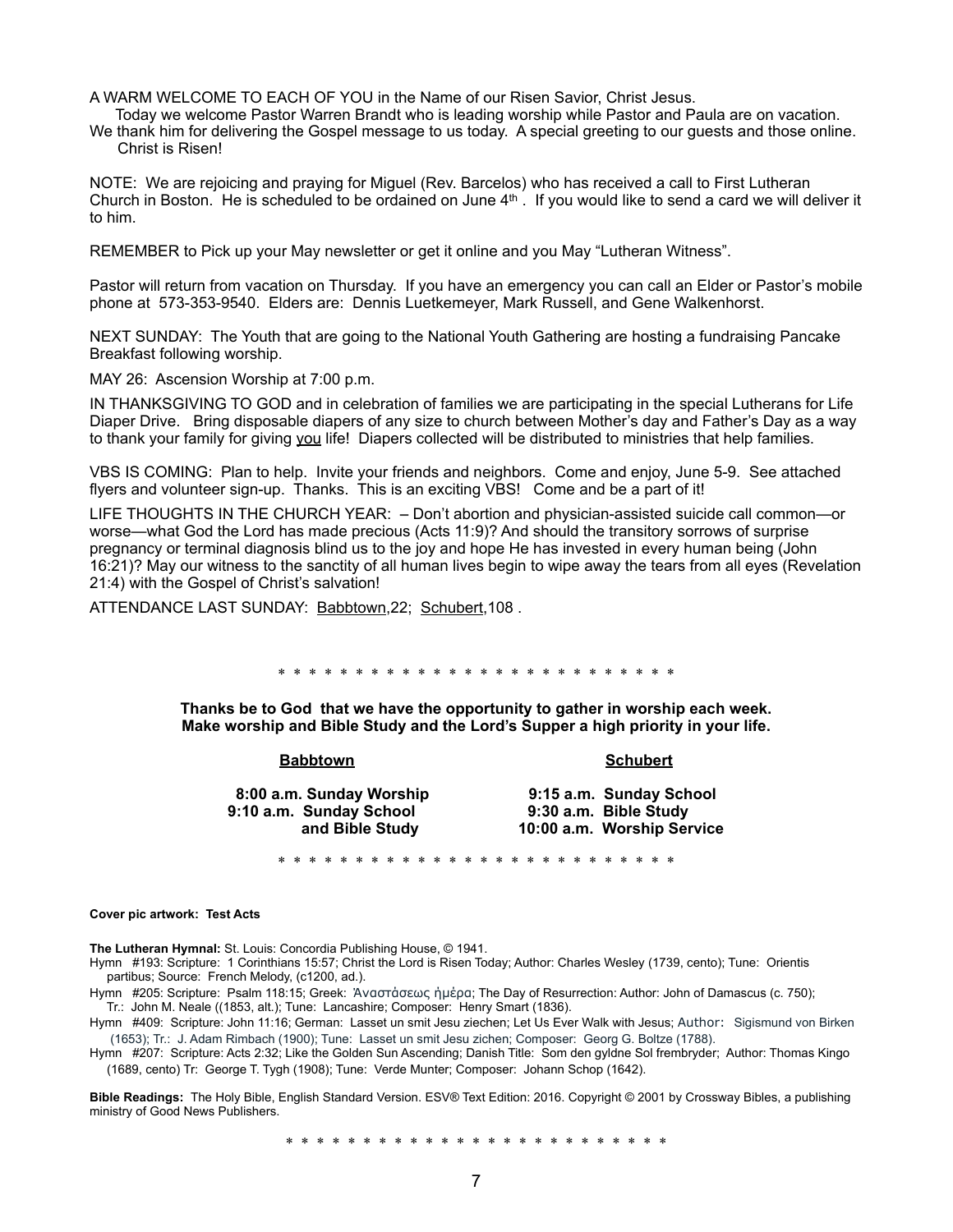A WARM WELCOME TO EACH OF YOU in the Name of our Risen Savior, Christ Jesus.

Today we welcome Pastor Warren Brandt who is leading worship while Pastor and Paula are on vacation. We thank him for delivering the Gospel message to us today. A special greeting to our guests and those online. Christ is Risen!

NOTE: We are rejoicing and praying for Miguel (Rev. Barcelos) who has received a call to First Lutheran Church in Boston. He is scheduled to be ordained on June 4th . If you would like to send a card we will deliver it to him.

REMEMBER to Pick up your May newsletter or get it online and you May "Lutheran Witness".

Pastor will return from vacation on Thursday. If you have an emergency you can call an Elder or Pastor's mobile phone at 573-353-9540. Elders are: Dennis Luetkemeyer, Mark Russell, and Gene Walkenhorst.

NEXT SUNDAY: The Youth that are going to the National Youth Gathering are hosting a fundraising Pancake Breakfast following worship.

MAY 26: Ascension Worship at 7:00 p.m.

IN THANKSGIVING TO GOD and in celebration of families we are participating in the special Lutherans for Life Diaper Drive. Bring disposable diapers of any size to church between Mother's day and Father's Day as a way to thank your family for giving you life! Diapers collected will be distributed to ministries that help families.

VBS IS COMING: Plan to help. Invite your friends and neighbors. Come and enjoy, June 5-9. See attached flyers and volunteer sign-up. Thanks. This is an exciting VBS! Come and be a part of it!

LIFE THOUGHTS IN THE CHURCH YEAR: – Don't abortion and physician-assisted suicide call common—or worse—what God the Lord has made precious (Acts 11:9)? And should the transitory sorrows of surprise pregnancy or terminal diagnosis blind us to the joy and hope He has invested in every human being (John 16:21)? May our witness to the sanctity of all human lives begin to wipe away the tears from all eyes (Revelation 21:4) with the Gospel of Christ's salvation!

ATTENDANCE LAST SUNDAY: Babbtown,22; Schubert,108 .

* * * * * * * * * * * * * * * * * * * * * * * * * * * *

**Thanks be to God that we have the opportunity to gather in worship each week.**
**Make worship and Bible Study and the Lord's Supper a high priority in your life.**

| **Babbtown** | **Schubert** |
|---|---|
| **8:00 a.m. Sunday Worship** | **9:15 a.m. Sunday School** |
| **9:10 a.m. Sunday School and Bible Study** | **9:30 a.m. Bible Study** |
| | **10:00 a.m. Worship Service** |

* * * * * * * * * * * * * * * * * * * * * * * * * * * *

**Cover pic artwork: Test Acts**

**The Lutheran Hymnal:** St. Louis: Concordia Publishing House, © 1941.

Hymn #193: Scripture: 1 Corinthians 15:57; Christ the Lord is Risen Today; Author: Charles Wesley (1739, cento); Tune: Orientis partibus; Source: French Melody, (c1200, ad.).

Hymn #205: Scripture: Psalm 118:15; Greek: Ἀναστάσεως ἡμέρα; The Day of Resurrection: Author: John of Damascus (c. 750); Tr.: John M. Neale ((1853, alt.); Tune: Lancashire; Composer: Henry Smart (1836).

Hymn #409: Scripture: John 11:16; German: Lasset un smit Jesu ziechen; Let Us Ever Walk with Jesus; Author: Sigismund von Birken (1653); Tr.: J. Adam Rimbach (1900); Tune: Lasset un smit Jesu zichen; Composer: Georg G. Boltze (1788).

Hymn #207: Scripture: Acts 2:32; Like the Golden Sun Ascending; Danish Title: Som den gyldne Sol frembryder; Author: Thomas Kingo (1689, cento) Tr: George T. Tygh (1908); Tune: Verde Munter; Composer: Johann Schop (1642).

**Bible Readings:** The Holy Bible, English Standard Version. ESV® Text Edition: 2016. Copyright © 2001 by Crossway Bibles, a publishing ministry of Good News Publishers.

* * * * * * * * * * * * * * * * * * * * * * * * * * * *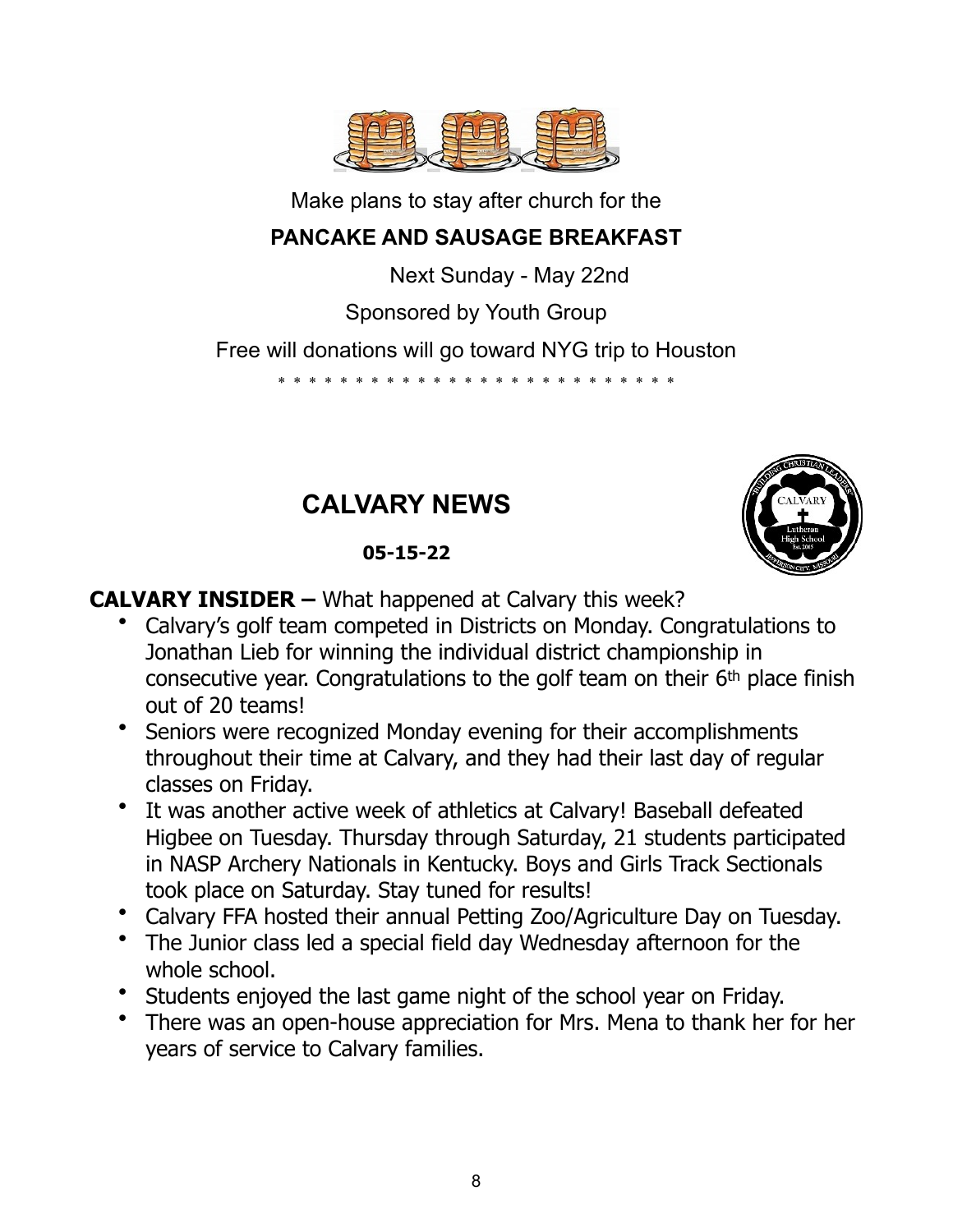Make plans to stay after church for the

**PANCAKE AND SAUSAGE BREAKFAST**

Next Sunday - May 22nd

Sponsored by Youth Group

Free will donations will go toward NYG trip to Houston

\* \* \* \* \* \* \* \* \* \* \* \* \* \* \* \* \* \* \* \* \* \* \* \* \* \* \*

## CALVARY NEWS

**05-15-22**

**CALVARY INSIDER –** What happened at Calvary this week?

- Calvary's golf team competed in Districts on Monday. Congratulations to Jonathan Lieb for winning the individual district championship in consecutive year. Congratulations to the golf team on their 6th place finish out of 20 teams!
- Seniors were recognized Monday evening for their accomplishments throughout their time at Calvary, and they had their last day of regular classes on Friday.
- It was another active week of athletics at Calvary! Baseball defeated Higbee on Tuesday. Thursday through Saturday, 21 students participated in NASP Archery Nationals in Kentucky. Boys and Girls Track Sectionals took place on Saturday. Stay tuned for results!
- Calvary FFA hosted their annual Petting Zoo/Agriculture Day on Tuesday.
- The Junior class led a special field day Wednesday afternoon for the whole school.
- Students enjoyed the last game night of the school year on Friday.
- There was an open-house appreciation for Mrs. Mena to thank her for her years of service to Calvary families.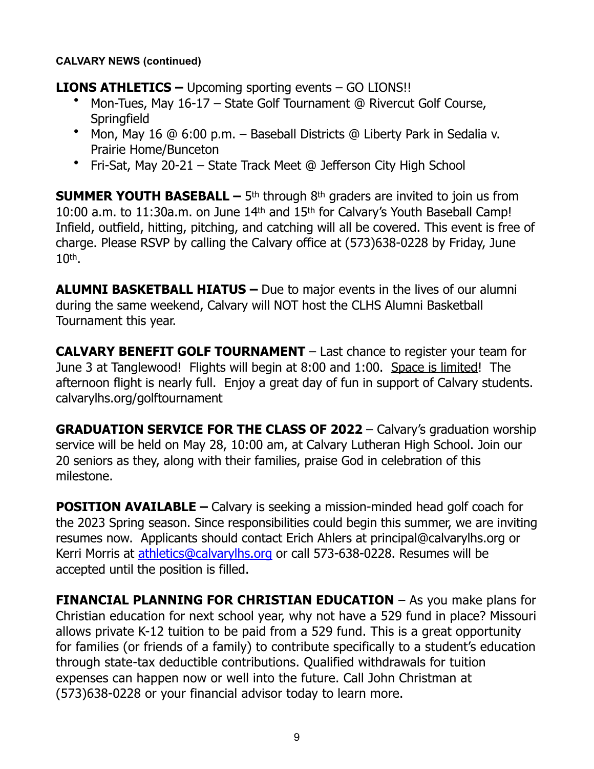**CALVARY NEWS (continued)**

**LIONS ATHLETICS –** Upcoming sporting events – GO LIONS!!

- Mon-Tues, May 16-17 – State Golf Tournament @ Rivercut Golf Course, Springfield
- Mon, May 16 @ 6:00 p.m. – Baseball Districts @ Liberty Park in Sedalia v. Prairie Home/Bunceton
- Fri-Sat, May 20-21 – State Track Meet @ Jefferson City High School

**SUMMER YOUTH BASEBALL –** 5th through 8th graders are invited to join us from 10:00 a.m. to 11:30a.m. on June 14th and 15th for Calvary's Youth Baseball Camp! Infield, outfield, hitting, pitching, and catching will all be covered. This event is free of charge. Please RSVP by calling the Calvary office at (573)638-0228 by Friday, June 10th.

**ALUMNI BASKETBALL HIATUS –** Due to major events in the lives of our alumni during the same weekend, Calvary will NOT host the CLHS Alumni Basketball Tournament this year.

**CALVARY BENEFIT GOLF TOURNAMENT** – Last chance to register your team for June 3 at Tanglewood! Flights will begin at 8:00 and 1:00. Space is limited! The afternoon flight is nearly full. Enjoy a great day of fun in support of Calvary students. calvarylhs.org/golftournament

**GRADUATION SERVICE FOR THE CLASS OF 2022** – Calvary's graduation worship service will be held on May 28, 10:00 am, at Calvary Lutheran High School. Join our 20 seniors as they, along with their families, praise God in celebration of this milestone.

**POSITION AVAILABLE –** Calvary is seeking a mission-minded head golf coach for the 2023 Spring season. Since responsibilities could begin this summer, we are inviting resumes now. Applicants should contact Erich Ahlers at principal@calvarylhs.org or Kerri Morris at athletics@calvarylhs.org or call 573-638-0228. Resumes will be accepted until the position is filled.

**FINANCIAL PLANNING FOR CHRISTIAN EDUCATION** – As you make plans for Christian education for next school year, why not have a 529 fund in place? Missouri allows private K-12 tuition to be paid from a 529 fund. This is a great opportunity for families (or friends of a family) to contribute specifically to a student's education through state-tax deductible contributions. Qualified withdrawals for tuition expenses can happen now or well into the future. Call John Christman at (573)638-0228 or your financial advisor today to learn more.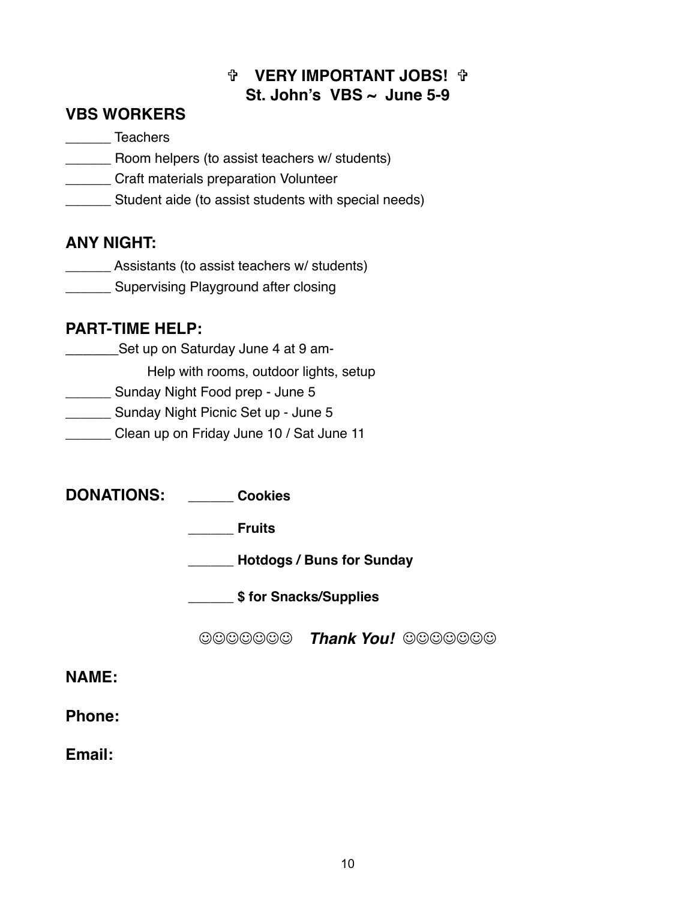# ✞ VERY IMPORTANT JOBS! ✞
## St. John's VBS ~ June 5-9

### VBS WORKERS

______ Teachers

______ Room helpers (to assist teachers w/ students)

______ Craft materials preparation Volunteer

______ Student aide (to assist students with special needs)

### ANY NIGHT:

______ Assistants (to assist teachers w/ students)

______ Supervising Playground after closing

### PART-TIME HELP:

_______Set up on Saturday June 4 at 9 am-
Help with rooms, outdoor lights, setup

______ Sunday Night Food prep - June 5

______ Sunday Night Picnic Set up - June 5

______ Clean up on Friday June 10 / Sat June 11

**DONATIONS:** ______ **Cookies**

______ **Fruits**

______ **Hotdogs / Buns for Sunday**

______ **$ for Snacks/Supplies**

☺☺☺☺☺☺☺ ***Thank You!*** ☺☺☺☺☺☺☺

**NAME:**

**Phone:**

**Email:**